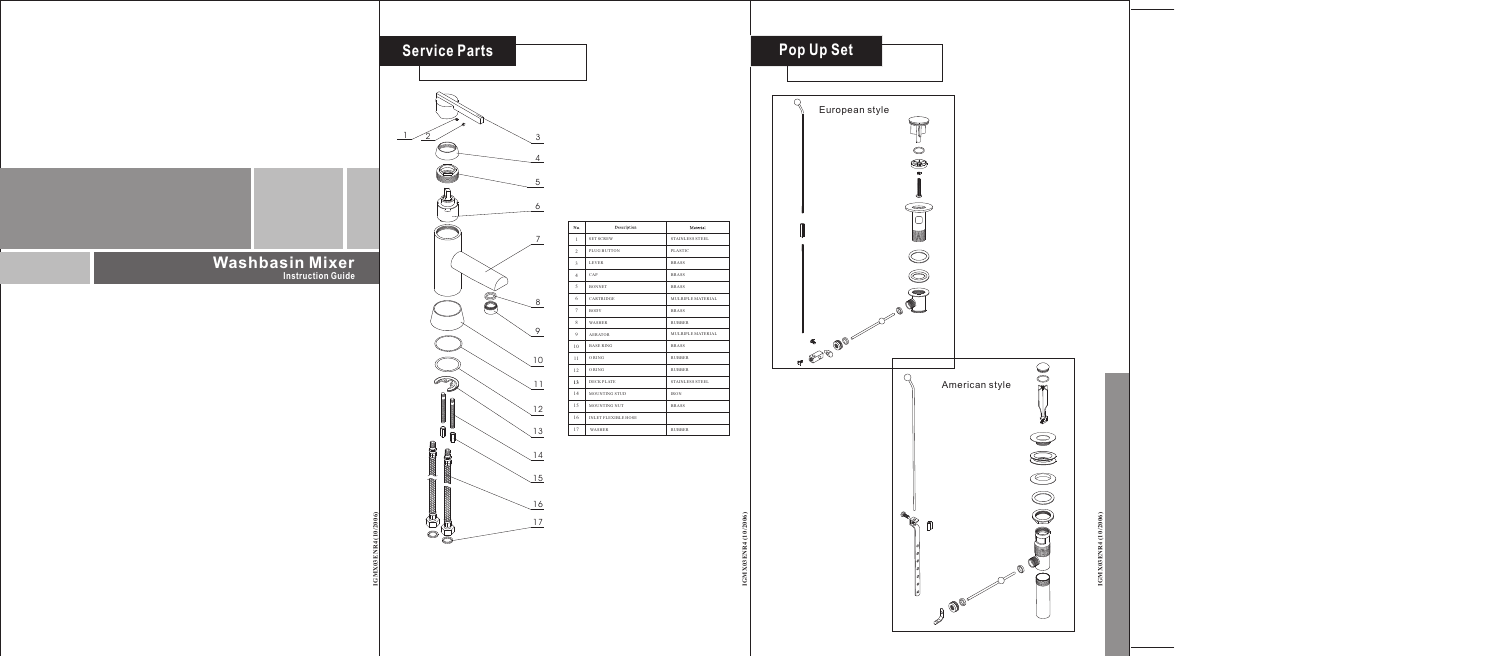# Washbasin Mixer

Instruction Guide

## Service Parts

1
2
3
4
5
6
7
8
9
10
11
12
13
14
15
16
17

| No. | Description | Material |
|---|---|---|
| 1 | SET SCREW | STAINLESS STEEL |
| 2 | PLUG BUTTON | PLASTIC |
| 3 | LEVER | BRASS |
| 4 | CAP | BRASS |
| 5 | BONNET | BRASS |
| 6 | CARTRIDGE | MULTIPLE MATERIAL |
| 7 | BODY | BRASS |
| 8 | WASHER | RUBBER |
| 9 | AERATOR | MULTIPLE MATERIAL |
| 10 | BASE RING | BRASS |
| 11 | O RING | RUBBER |
| 12 | O RING | RUBBER |
| 13 | DECK PLATE | STAINLESS STEEL |
| 14 | MOUNTING STUD | IRON |
| 15 | MOUNTING NUT | BRASS |
| 16 | INLET FLEXIBLE HOSE | |
| 17 | WASHER | RUBBER |

## Pop Up Set

European style

American style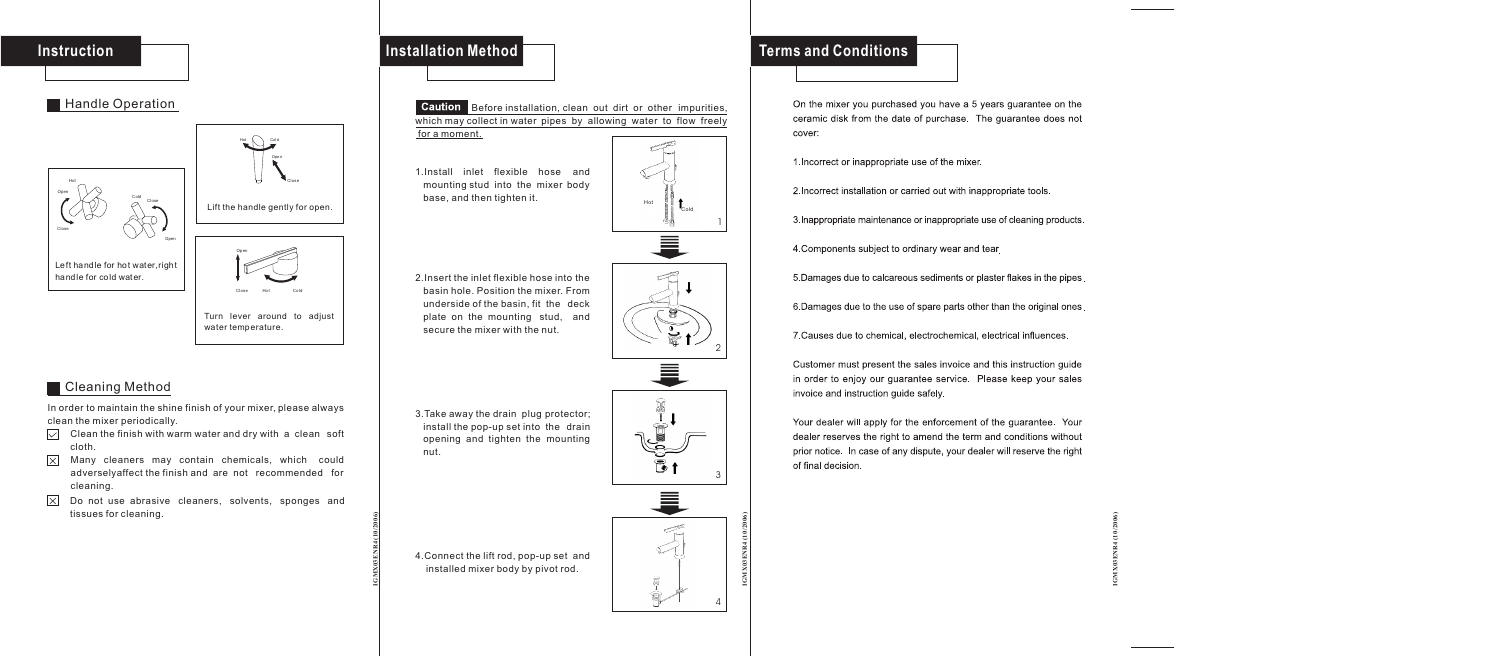## Instruction

### Handle Operation

Hot Cold Open Close Open Close

Left handle for hot water, right handle for cold water.

Hot Cold Open Close

Lift the handle gently for open.

Open Close Hot Cold

Turn lever around to adjust water temperature.

### Cleaning Method

In order to maintain the shine finish of your mixer, please always clean the mixer periodically.

- ☑ Clean the finish with warm water and dry with a clean soft cloth.
- ☒ Many cleaners may contain chemicals, which could adverselyaffect the finish and are not recommended for cleaning.
- ☒ Do not use abrasive cleaners, solvents, sponges and tissues for cleaning.

## Installation Method

**Caution** Before installation, clean out dirt or other impurities, which may collect in water pipes by allowing water to flow freely for a moment.

1. Install inlet flexible hose and mounting stud into the mixer body base, and then tighten it.

Hot Cold

1

2. Insert the inlet flexible hose into the basin hole. Position the mixer. From underside of the basin, fit the deck plate on the mounting stud, and secure the mixer with the nut.

2

3. Take away the drain plug protector; install the pop-up set into the drain opening and tighten the mounting nut.

3

4. Connect the lift rod, pop-up set and installed mixer body by pivot rod.

4

## Terms and Conditions

On the mixer you purchased you have a 5 years guarantee on the ceramic disk from the date of purchase. The guarantee does not cover:

1. Incorrect or inappropriate use of the mixer.
2. Incorrect installation or carried out with inappropriate tools.
3. Inappropriate maintenance or inappropriate use of cleaning products.
4. Components subject to ordinary wear and tear.
5. Damages due to calcareous sediments or plaster flakes in the pipes.
6. Damages due to the use of spare parts other than the original ones.
7. Causes due to chemical, electrochemical, electrical influences.

Customer must present the sales invoice and this instruction guide in order to enjoy our guarantee service. Please keep your sales invoice and instruction guide safely.

Your dealer will apply for the enforcement of the guarantee. Your dealer reserves the right to amend the term and conditions without prior notice. In case of any dispute, your dealer will reserve the right of final decision.